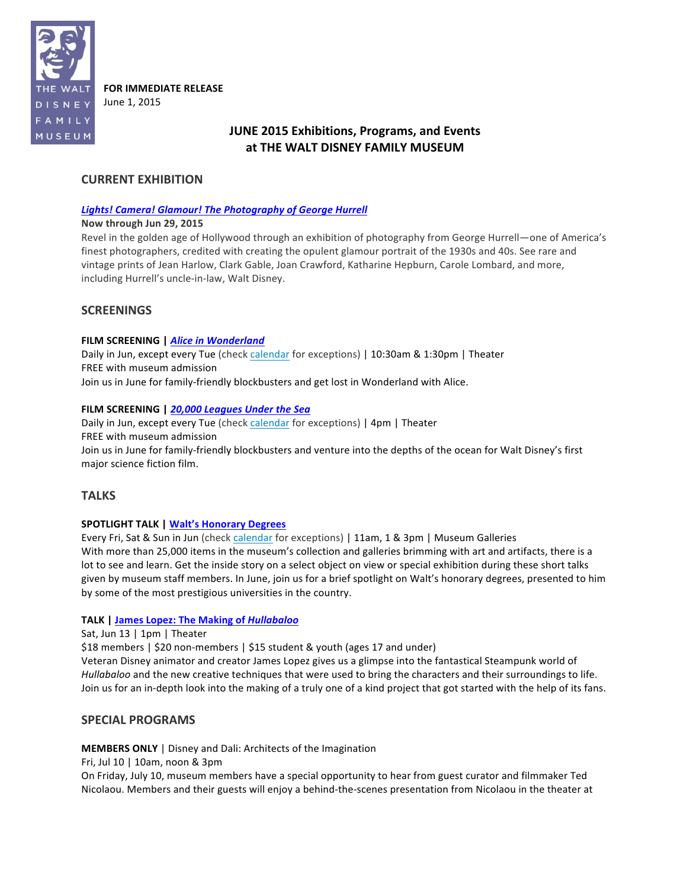THE WALT DISNEY FAMILY MUSEUM

**FOR IMMEDIATE RELEASE**
June 1, 2015

# JUNE 2015 Exhibitions, Programs, and Events at THE WALT DISNEY FAMILY MUSEUM

## CURRENT EXHIBITION

***Lights! Camera! Glamour! The Photography of George Hurrell***
**Now through Jun 29, 2015**
Revel in the golden age of Hollywood through an exhibition of photography from George Hurrell—one of America's finest photographers, credited with creating the opulent glamour portrait of the 1930s and 40s. See rare and vintage prints of Jean Harlow, Clark Gable, Joan Crawford, Katharine Hepburn, Carole Lombard, and more, including Hurrell's uncle-in-law, Walt Disney.

## SCREENINGS

**FILM SCREENING |** ***Alice in Wonderland***
Daily in Jun, except every Tue (check calendar for exceptions) | 10:30am & 1:30pm | Theater
FREE with museum admission
Join us in June for family-friendly blockbusters and get lost in Wonderland with Alice.

**FILM SCREENING |** ***20,000 Leagues Under the Sea***
Daily in Jun, except every Tue (check calendar for exceptions) | 4pm | Theater
FREE with museum admission
Join us in June for family-friendly blockbusters and venture into the depths of the ocean for Walt Disney's first major science fiction film.

## TALKS

**SPOTLIGHT TALK | Walt's Honorary Degrees**
Every Fri, Sat & Sun in Jun (check calendar for exceptions) | 11am, 1 & 3pm | Museum Galleries
With more than 25,000 items in the museum's collection and galleries brimming with art and artifacts, there is a lot to see and learn. Get the inside story on a select object on view or special exhibition during these short talks given by museum staff members. In June, join us for a brief spotlight on Walt's honorary degrees, presented to him by some of the most prestigious universities in the country.

**TALK | James Lopez: The Making of *Hullabaloo***
Sat, Jun 13 | 1pm | Theater
$18 members | $20 non-members | $15 student & youth (ages 17 and under)
Veteran Disney animator and creator James Lopez gives us a glimpse into the fantastical Steampunk world of *Hullabaloo* and the new creative techniques that were used to bring the characters and their surroundings to life. Join us for an in-depth look into the making of a truly one of a kind project that got started with the help of its fans.

## SPECIAL PROGRAMS

**MEMBERS ONLY** | Disney and Dali: Architects of the Imagination
Fri, Jul 10 | 10am, noon & 3pm
On Friday, July 10, museum members have a special opportunity to hear from guest curator and filmmaker Ted Nicolaou. Members and their guests will enjoy a behind-the-scenes presentation from Nicolaou in the theater at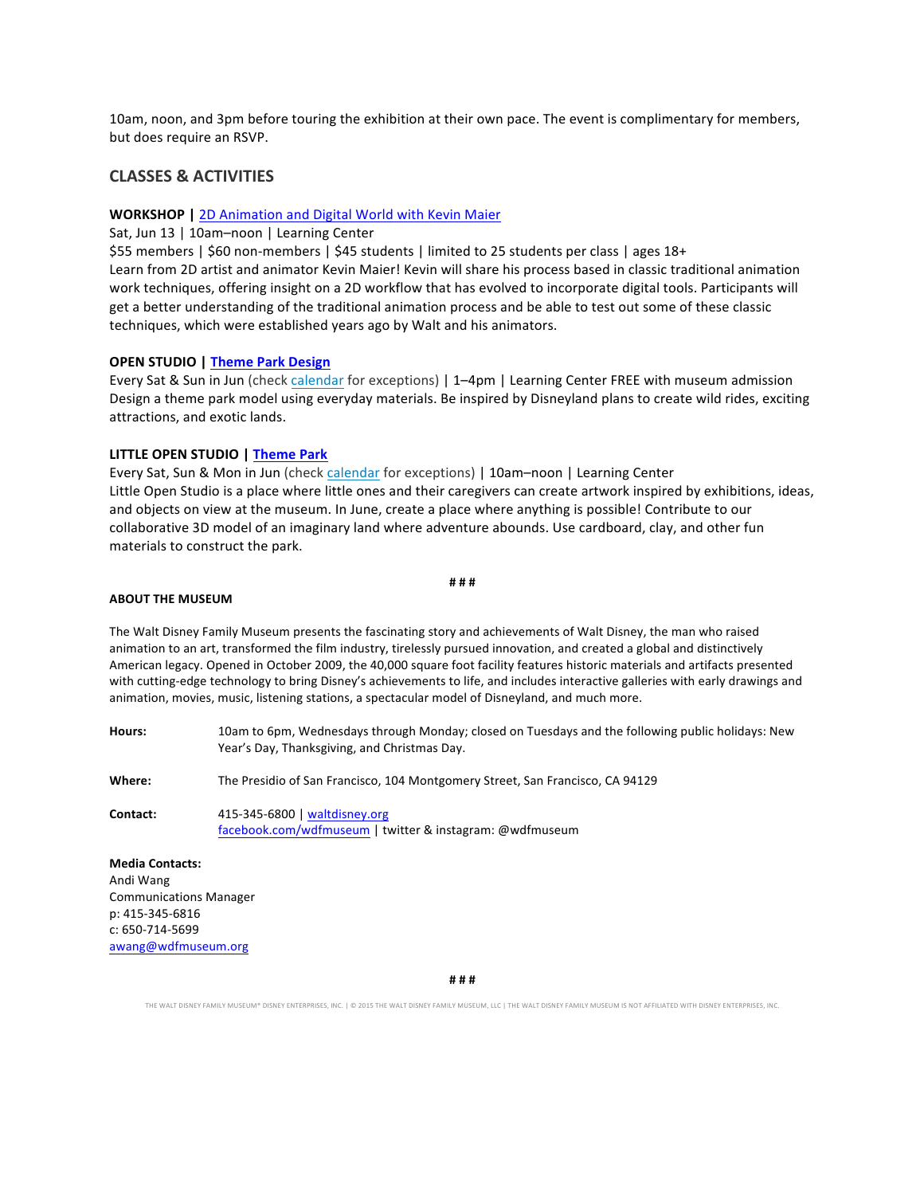10am, noon, and 3pm before touring the exhibition at their own pace. The event is complimentary for members, but does require an RSVP.

## CLASSES & ACTIVITIES

**WORKSHOP |** 2D Animation and Digital World with Kevin Maier
Sat, Jun 13 | 10am–noon | Learning Center
$55 members | $60 non-members | $45 students | limited to 25 students per class | ages 18+
Learn from 2D artist and animator Kevin Maier! Kevin will share his process based in classic traditional animation work techniques, offering insight on a 2D workflow that has evolved to incorporate digital tools. Participants will get a better understanding of the traditional animation process and be able to test out some of these classic techniques, which were established years ago by Walt and his animators.

**OPEN STUDIO | Theme Park Design**
Every Sat & Sun in Jun (check calendar for exceptions) | 1–4pm | Learning Center FREE with museum admission
Design a theme park model using everyday materials. Be inspired by Disneyland plans to create wild rides, exciting attractions, and exotic lands.

**LITTLE OPEN STUDIO | Theme Park**
Every Sat, Sun & Mon in Jun (check calendar for exceptions) | 10am–noon | Learning Center
Little Open Studio is a place where little ones and their caregivers can create artwork inspired by exhibitions, ideas, and objects on view at the museum. In June, create a place where anything is possible! Contribute to our collaborative 3D model of an imaginary land where adventure abounds. Use cardboard, clay, and other fun materials to construct the park.

# # #

**ABOUT THE MUSEUM**

The Walt Disney Family Museum presents the fascinating story and achievements of Walt Disney, the man who raised animation to an art, transformed the film industry, tirelessly pursued innovation, and created a global and distinctively American legacy. Opened in October 2009, the 40,000 square foot facility features historic materials and artifacts presented with cutting-edge technology to bring Disney's achievements to life, and includes interactive galleries with early drawings and animation, movies, music, listening stations, a spectacular model of Disneyland, and much more.

**Hours:** 10am to 6pm, Wednesdays through Monday; closed on Tuesdays and the following public holidays: New Year's Day, Thanksgiving, and Christmas Day.

**Where:** The Presidio of San Francisco, 104 Montgomery Street, San Francisco, CA 94129

**Contact:** 415-345-6800 | waltdisney.org
facebook.com/wdfmuseum | twitter & instagram: @wdfmuseum

**Media Contacts:**
Andi Wang
Communications Manager
p: 415-345-6816
c: 650-714-5699
awang@wdfmuseum.org

# # #

THE WALT DISNEY FAMILY MUSEUM® DISNEY ENTERPRISES, INC. | © 2015 THE WALT DISNEY FAMILY MUSEUM, LLC | THE WALT DISNEY FAMILY MUSEUM IS NOT AFFILIATED WITH DISNEY ENTERPRISES, INC.